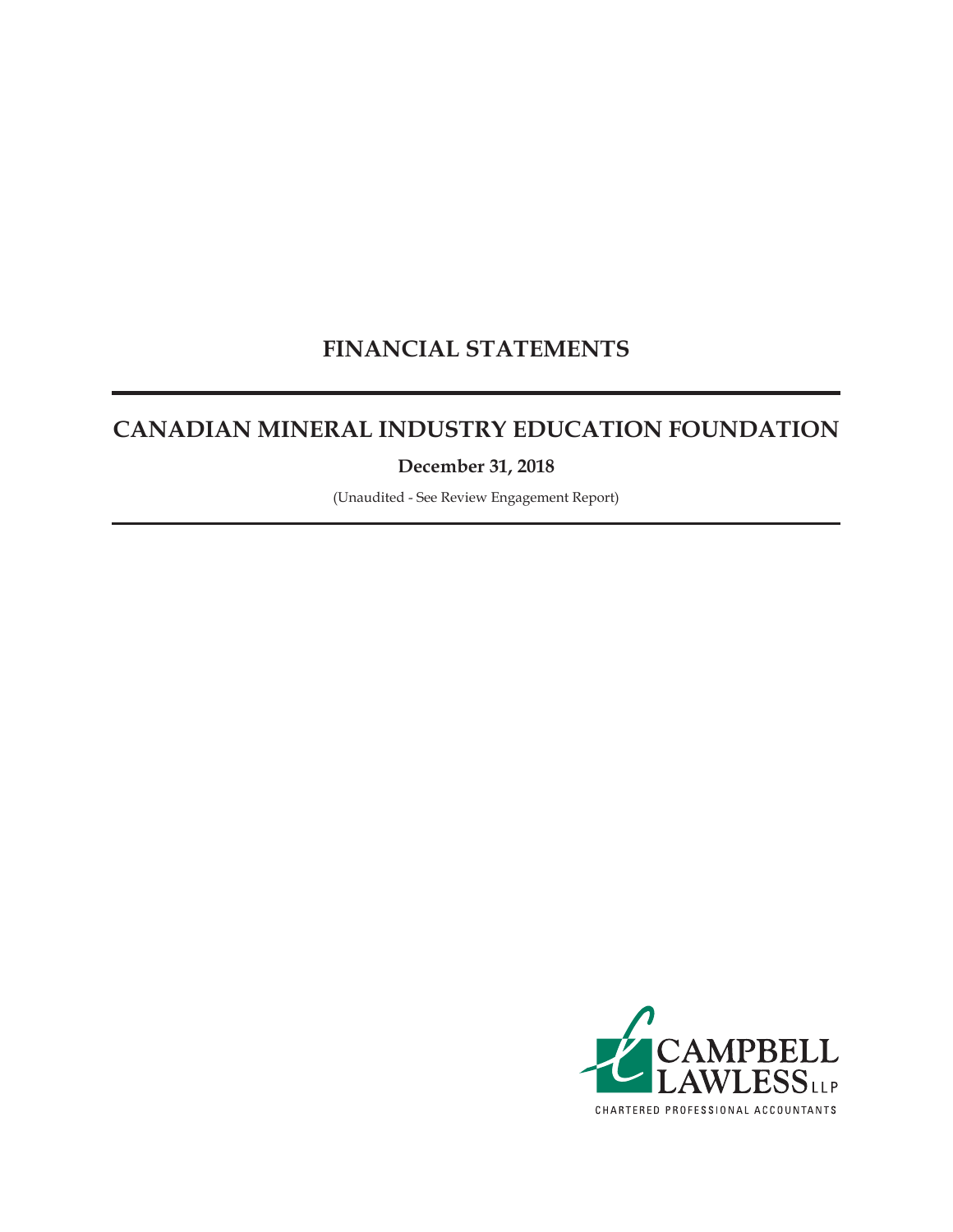# FINANCIAL STATEMENTS

## CANADIAN MINERAL INDUSTRY EDUCATION FOUNDATION

**December 31, 2018**

(Unaudited - See Review Engagement Report)

CAMPBELL LAWLESS LLP
CHARTERED PROFESSIONAL ACCOUNTANTS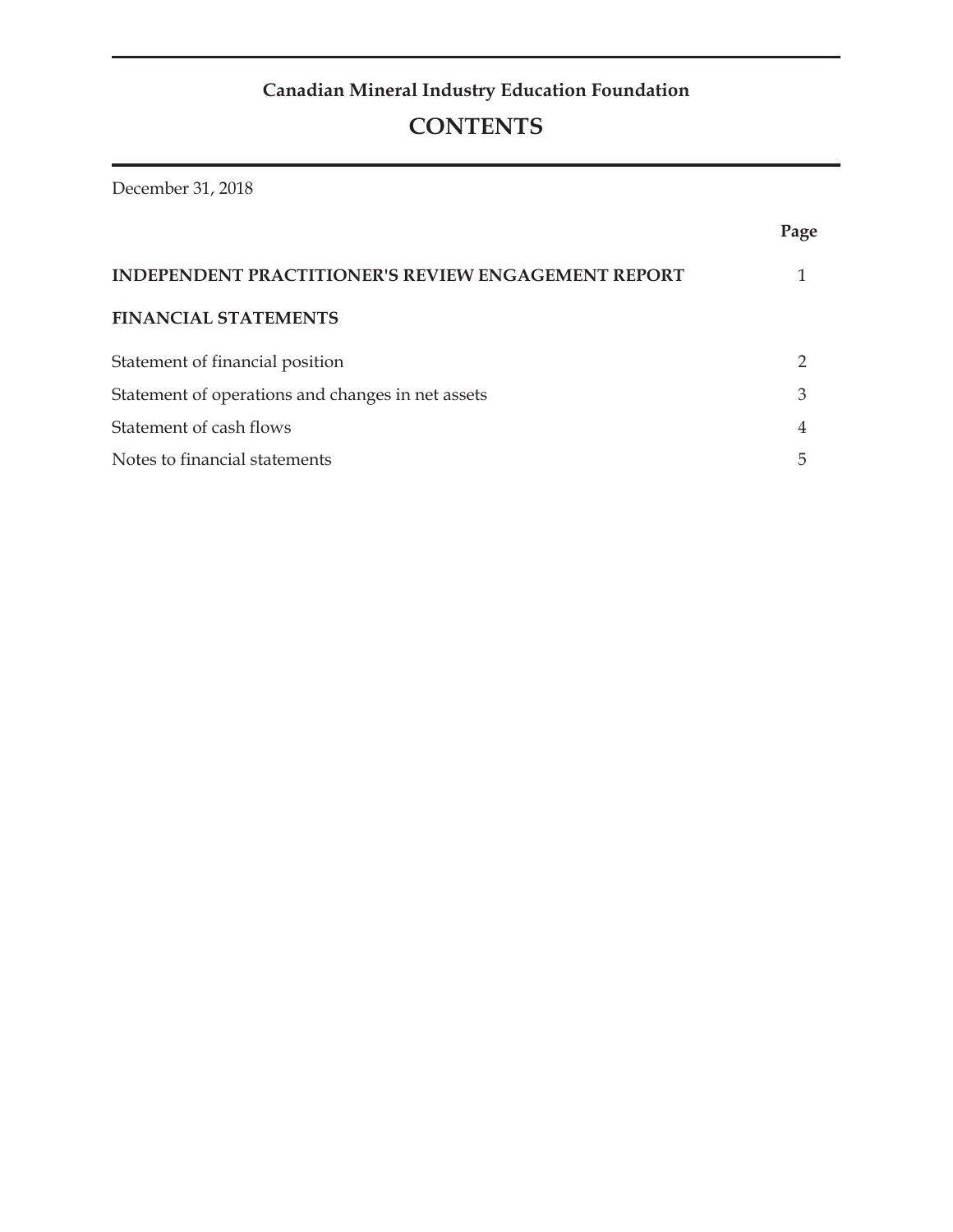## Canadian Mineral Industry Education Foundation

# CONTENTS

December 31, 2018

| | Page |
|---|---|
| **INDEPENDENT PRACTITIONER'S REVIEW ENGAGEMENT REPORT** | 1 |
| **FINANCIAL STATEMENTS** | |
| Statement of financial position | 2 |
| Statement of operations and changes in net assets | 3 |
| Statement of cash flows | 4 |
| Notes to financial statements | 5 |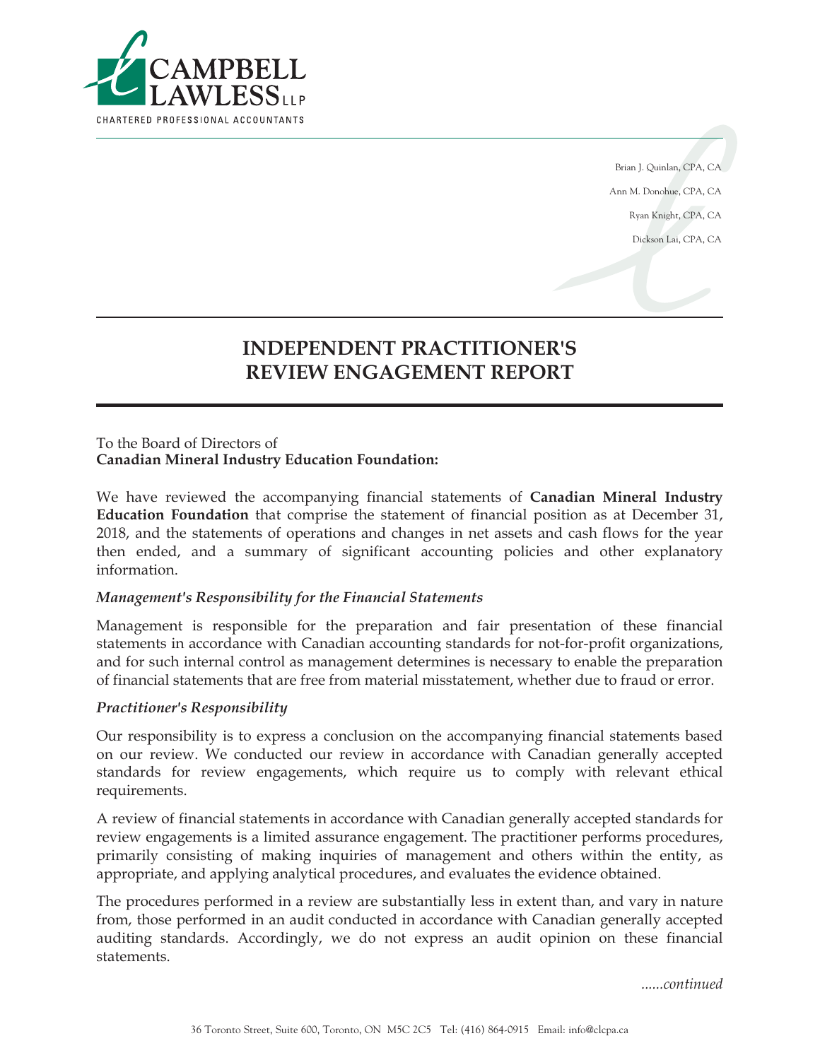CAMPBELL LAWLESS LLP

CHARTERED PROFESSIONAL ACCOUNTANTS

Brian J. Quinlan, CPA, CA

Ann M. Donohue, CPA, CA

Ryan Knight, CPA, CA

Dickson Lai, CPA, CA

# INDEPENDENT PRACTITIONER'S REVIEW ENGAGEMENT REPORT

To the Board of Directors of
**Canadian Mineral Industry Education Foundation:**

We have reviewed the accompanying financial statements of **Canadian Mineral Industry Education Foundation** that comprise the statement of financial position as at December 31, 2018, and the statements of operations and changes in net assets and cash flows for the year then ended, and a summary of significant accounting policies and other explanatory information.

***Management's Responsibility for the Financial Statements***

Management is responsible for the preparation and fair presentation of these financial statements in accordance with Canadian accounting standards for not-for-profit organizations, and for such internal control as management determines is necessary to enable the preparation of financial statements that are free from material misstatement, whether due to fraud or error.

***Practitioner's Responsibility***

Our responsibility is to express a conclusion on the accompanying financial statements based on our review. We conducted our review in accordance with Canadian generally accepted standards for review engagements, which require us to comply with relevant ethical requirements.

A review of financial statements in accordance with Canadian generally accepted standards for review engagements is a limited assurance engagement. The practitioner performs procedures, primarily consisting of making inquiries of management and others within the entity, as appropriate, and applying analytical procedures, and evaluates the evidence obtained.

The procedures performed in a review are substantially less in extent than, and vary in nature from, those performed in an audit conducted in accordance with Canadian generally accepted auditing standards. Accordingly, we do not express an audit opinion on these financial statements.

*......continued*

36 Toronto Street, Suite 600, Toronto, ON M5C 2C5 Tel: (416) 864-0915 Email: info@clcpa.ca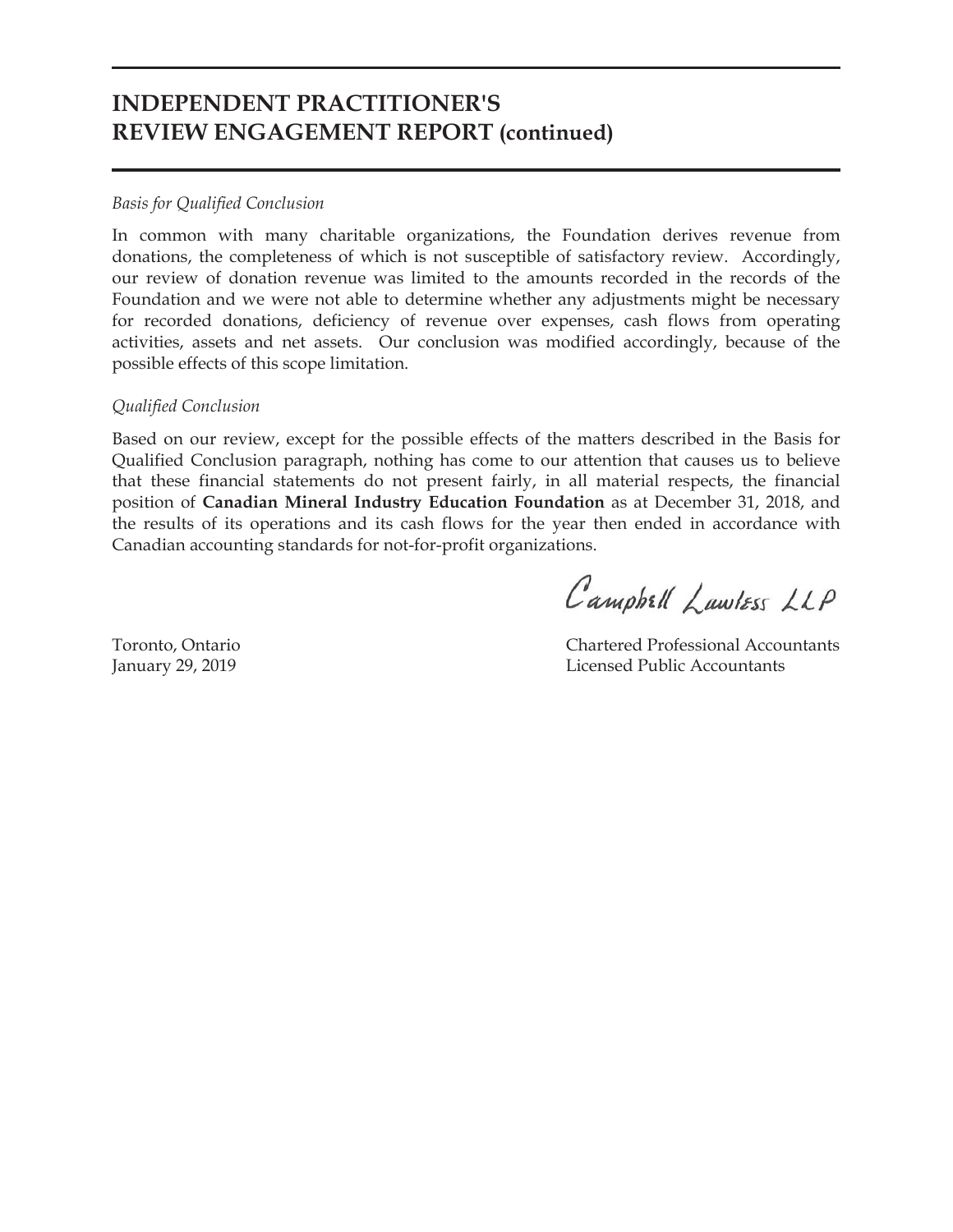# INDEPENDENT PRACTITIONER'S REVIEW ENGAGEMENT REPORT (continued)

*Basis for Qualified Conclusion*

In common with many charitable organizations, the Foundation derives revenue from donations, the completeness of which is not susceptible of satisfactory review. Accordingly, our review of donation revenue was limited to the amounts recorded in the records of the Foundation and we were not able to determine whether any adjustments might be necessary for recorded donations, deficiency of revenue over expenses, cash flows from operating activities, assets and net assets. Our conclusion was modified accordingly, because of the possible effects of this scope limitation.

*Qualified Conclusion*

Based on our review, except for the possible effects of the matters described in the Basis for Qualified Conclusion paragraph, nothing has come to our attention that causes us to believe that these financial statements do not present fairly, in all material respects, the financial position of **Canadian Mineral Industry Education Foundation** as at December 31, 2018, and the results of its operations and its cash flows for the year then ended in accordance with Canadian accounting standards for not-for-profit organizations.

Campbell Lawless LLP

Toronto, Ontario
January 29, 2019

Chartered Professional Accountants
Licensed Public Accountants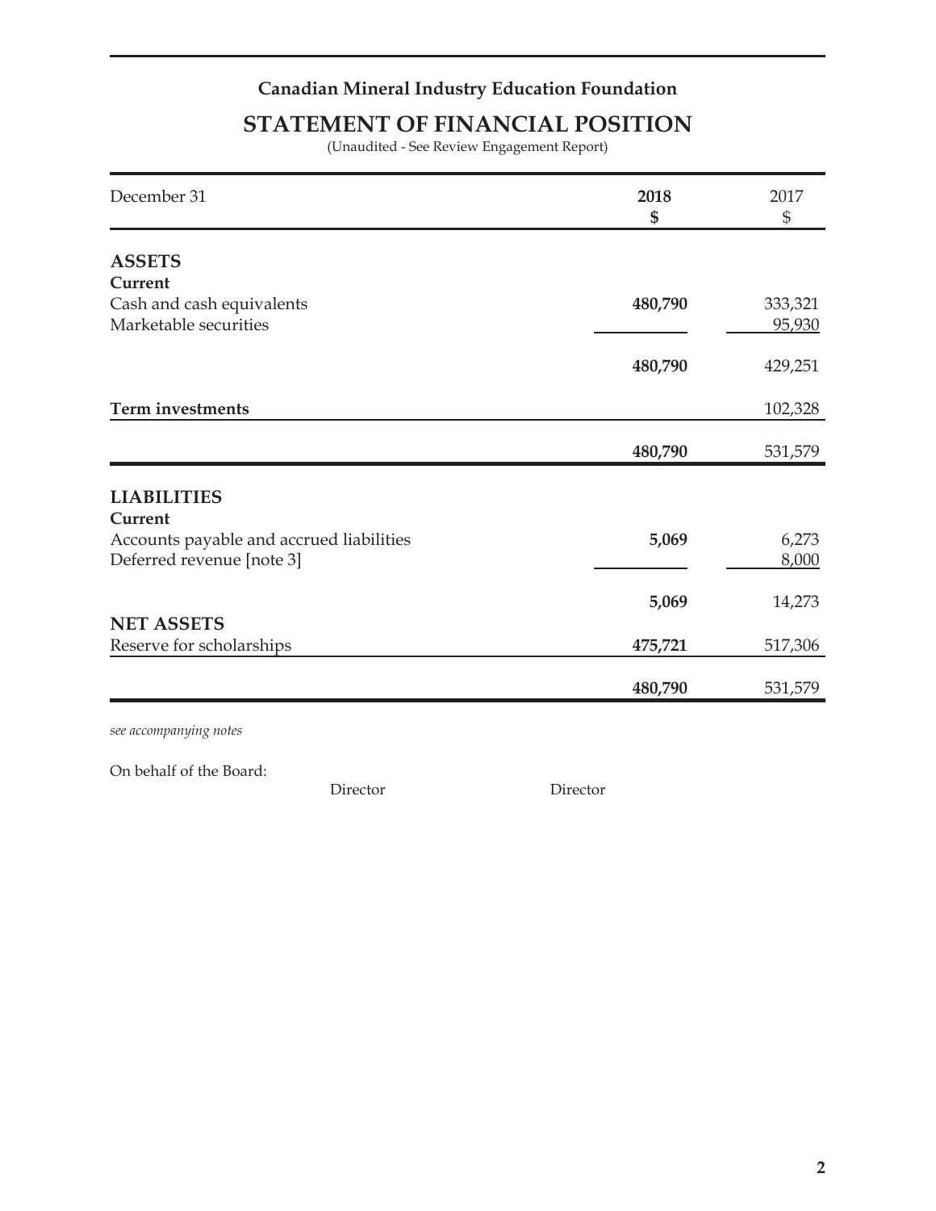**Canadian Mineral Industry Education Foundation**

# STATEMENT OF FINANCIAL POSITION

(Unaudited - See Review Engagement Report)

| December 31 | **2018** **$** | 2017 $ |
|---|---|---|
| **ASSETS** | | |
| **Current** | | |
| Cash and cash equivalents | **480,790** | 333,321 |
| Marketable securities | | 95,930 |
| | **480,790** | 429,251 |
| **Term investments** | | 102,328 |
| | **480,790** | 531,579 |
| **LIABILITIES** | | |
| **Current** | | |
| Accounts payable and accrued liabilities | **5,069** | 6,273 |
| Deferred revenue [note 3] | | 8,000 |
| | **5,069** | 14,273 |
| **NET ASSETS** | | |
| Reserve for scholarships | **475,721** | 517,306 |
| | **480,790** | 531,579 |

*see accompanying notes*

On behalf of the Board:

Director Director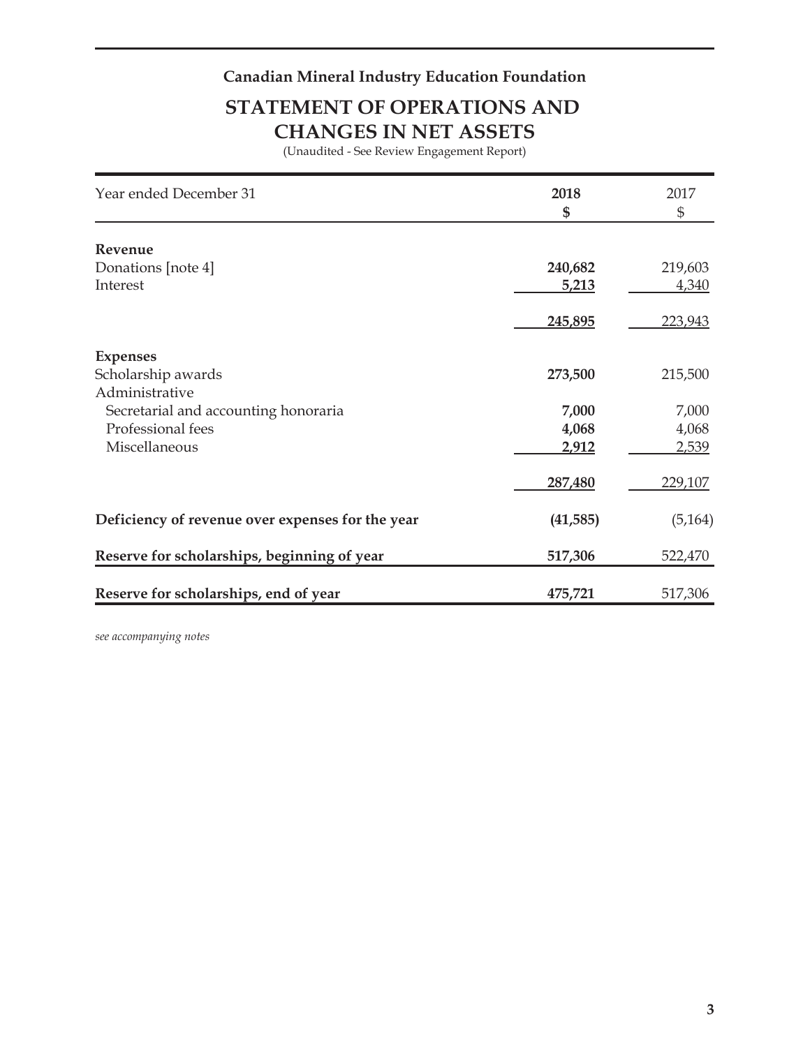**Canadian Mineral Industry Education Foundation**

# STATEMENT OF OPERATIONS AND CHANGES IN NET ASSETS

(Unaudited - See Review Engagement Report)

| Year ended December 31 | **2018** **$** | 2017 $ |
|---|---|---|
| **Revenue** | | |
| Donations [note 4] | **240,682** | 219,603 |
| Interest | **5,213** | 4,340 |
| | **245,895** | 223,943 |
| **Expenses** | | |
| Scholarship awards | **273,500** | 215,500 |
| Administrative | | |
| Secretarial and accounting honoraria | **7,000** | 7,000 |
| Professional fees | **4,068** | 4,068 |
| Miscellaneous | **2,912** | 2,539 |
| | **287,480** | 229,107 |
| **Deficiency of revenue over expenses for the year** | **(41,585)** | (5,164) |
| **Reserve for scholarships, beginning of year** | **517,306** | 522,470 |
| **Reserve for scholarships, end of year** | **475,721** | 517,306 |

*see accompanying notes*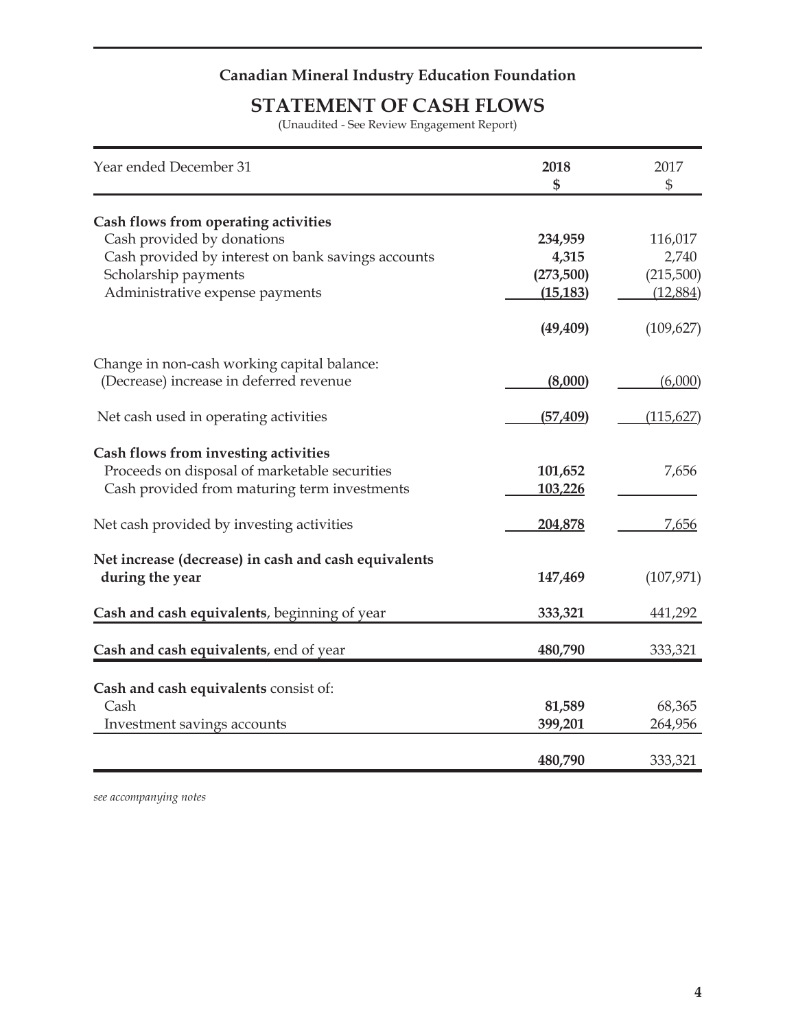**Canadian Mineral Industry Education Foundation**

# STATEMENT OF CASH FLOWS

(Unaudited - See Review Engagement Report)

| Year ended December 31 | **2018** **$** | 2017 $ |
|---|---|---|
| **Cash flows from operating activities** | | |
| Cash provided by donations | **234,959** | 116,017 |
| Cash provided by interest on bank savings accounts | **4,315** | 2,740 |
| Scholarship payments | **(273,500)** | (215,500) |
| Administrative expense payments | **(15,183)** | (12,884) |
| | **(49,409)** | (109,627) |
| Change in non-cash working capital balance: | | |
| (Decrease) increase in deferred revenue | **(8,000)** | (6,000) |
| Net cash used in operating activities | **(57,409)** | (115,627) |
| **Cash flows from investing activities** | | |
| Proceeds on disposal of marketable securities | **101,652** | 7,656 |
| Cash provided from maturing term investments | **103,226** | |
| Net cash provided by investing activities | **204,878** | 7,656 |
| **Net increase (decrease) in cash and cash equivalents during the year** | **147,469** | (107,971) |
| **Cash and cash equivalents**, beginning of year | **333,321** | 441,292 |
| **Cash and cash equivalents**, end of year | **480,790** | 333,321 |
| **Cash and cash equivalents** consist of: | | |
| Cash | **81,589** | 68,365 |
| Investment savings accounts | **399,201** | 264,956 |
| | **480,790** | 333,321 |

*see accompanying notes*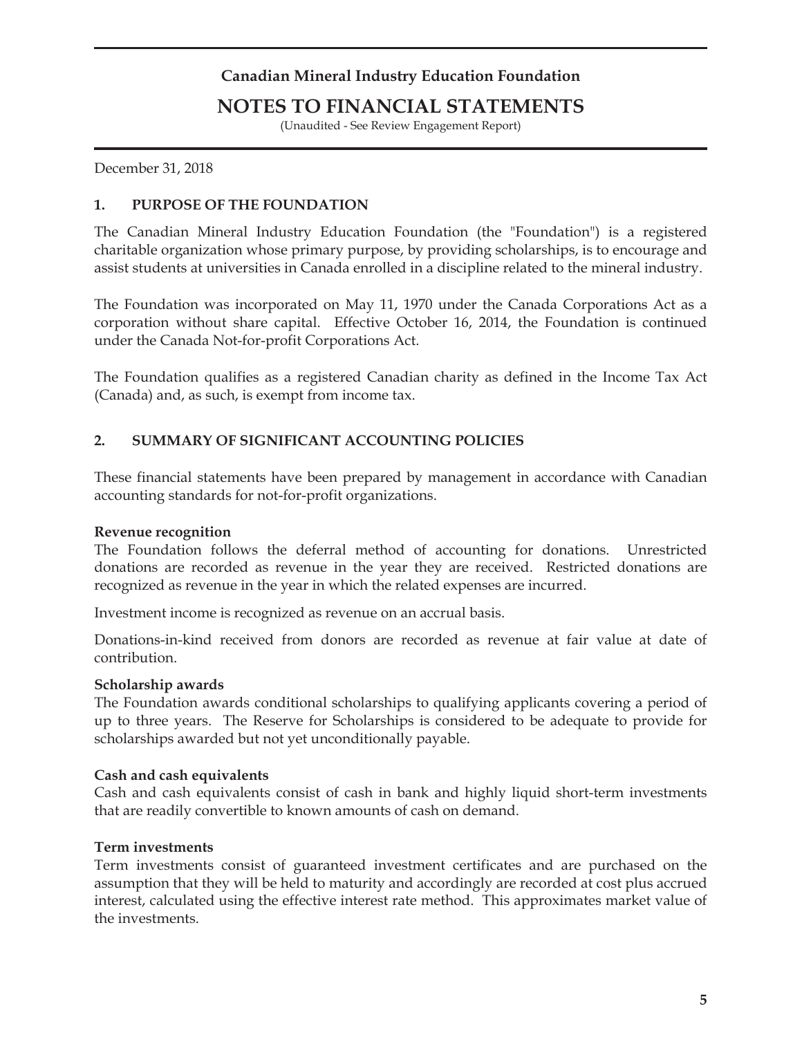# Canadian Mineral Industry Education Foundation

## NOTES TO FINANCIAL STATEMENTS

(Unaudited - See Review Engagement Report)

December 31, 2018

### 1. PURPOSE OF THE FOUNDATION

The Canadian Mineral Industry Education Foundation (the "Foundation") is a registered charitable organization whose primary purpose, by providing scholarships, is to encourage and assist students at universities in Canada enrolled in a discipline related to the mineral industry.

The Foundation was incorporated on May 11, 1970 under the Canada Corporations Act as a corporation without share capital. Effective October 16, 2014, the Foundation is continued under the Canada Not-for-profit Corporations Act.

The Foundation qualifies as a registered Canadian charity as defined in the Income Tax Act (Canada) and, as such, is exempt from income tax.

### 2. SUMMARY OF SIGNIFICANT ACCOUNTING POLICIES

These financial statements have been prepared by management in accordance with Canadian accounting standards for not-for-profit organizations.

**Revenue recognition**

The Foundation follows the deferral method of accounting for donations. Unrestricted donations are recorded as revenue in the year they are received. Restricted donations are recognized as revenue in the year in which the related expenses are incurred.

Investment income is recognized as revenue on an accrual basis.

Donations-in-kind received from donors are recorded as revenue at fair value at date of contribution.

**Scholarship awards**

The Foundation awards conditional scholarships to qualifying applicants covering a period of up to three years. The Reserve for Scholarships is considered to be adequate to provide for scholarships awarded but not yet unconditionally payable.

**Cash and cash equivalents**

Cash and cash equivalents consist of cash in bank and highly liquid short-term investments that are readily convertible to known amounts of cash on demand.

**Term investments**

Term investments consist of guaranteed investment certificates and are purchased on the assumption that they will be held to maturity and accordingly are recorded at cost plus accrued interest, calculated using the effective interest rate method. This approximates market value of the investments.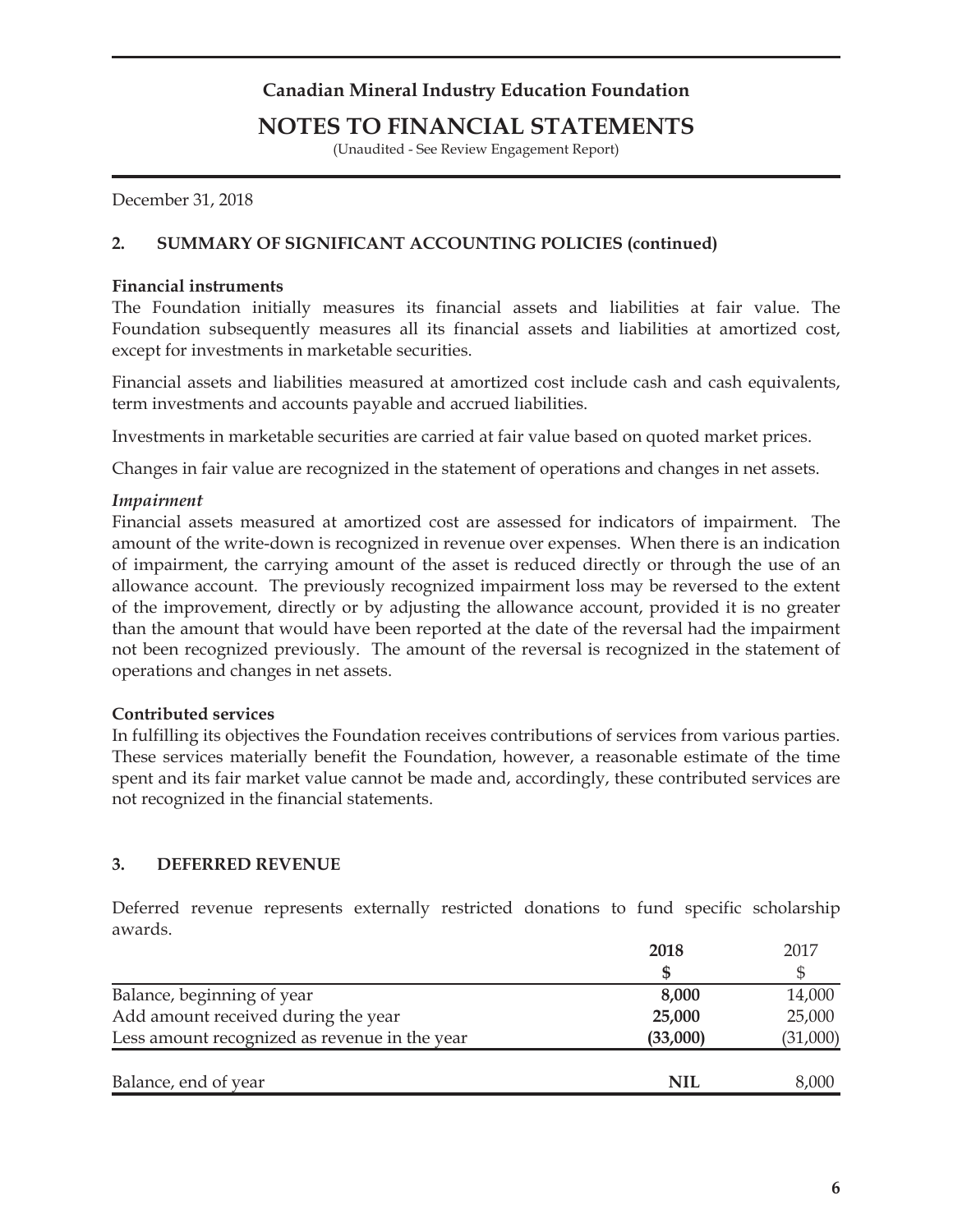# Canadian Mineral Industry Education Foundation

## NOTES TO FINANCIAL STATEMENTS

(Unaudited - See Review Engagement Report)

December 31, 2018

### 2. SUMMARY OF SIGNIFICANT ACCOUNTING POLICIES (continued)

**Financial instruments**

The Foundation initially measures its financial assets and liabilities at fair value. The Foundation subsequently measures all its financial assets and liabilities at amortized cost, except for investments in marketable securities.

Financial assets and liabilities measured at amortized cost include cash and cash equivalents, term investments and accounts payable and accrued liabilities.

Investments in marketable securities are carried at fair value based on quoted market prices.

Changes in fair value are recognized in the statement of operations and changes in net assets.

*Impairment*

Financial assets measured at amortized cost are assessed for indicators of impairment. The amount of the write-down is recognized in revenue over expenses. When there is an indication of impairment, the carrying amount of the asset is reduced directly or through the use of an allowance account. The previously recognized impairment loss may be reversed to the extent of the improvement, directly or by adjusting the allowance account, provided it is no greater than the amount that would have been reported at the date of the reversal had the impairment not been recognized previously. The amount of the reversal is recognized in the statement of operations and changes in net assets.

**Contributed services**

In fulfilling its objectives the Foundation receives contributions of services from various parties. These services materially benefit the Foundation, however, a reasonable estimate of the time spent and its fair market value cannot be made and, accordingly, these contributed services are not recognized in the financial statements.

### 3. DEFERRED REVENUE

Deferred revenue represents externally restricted donations to fund specific scholarship awards.

| | **2018** | 2017 |
|---|---|---|
| | **$** | $ |
| Balance, beginning of year | **8,000** | 14,000 |
| Add amount received during the year | **25,000** | 25,000 |
| Less amount recognized as revenue in the year | **(33,000)** | (31,000) |
| Balance, end of year | **NIL** | 8,000 |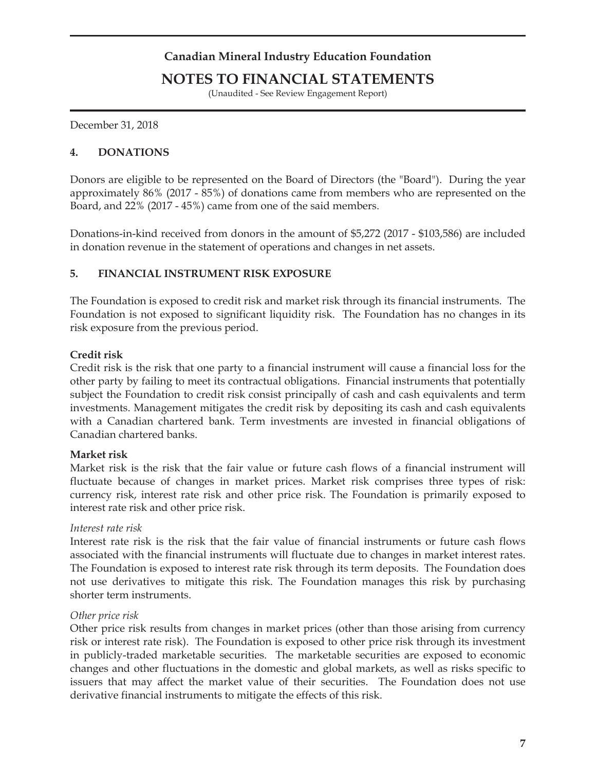# Canadian Mineral Industry Education Foundation

## NOTES TO FINANCIAL STATEMENTS

(Unaudited - See Review Engagement Report)

December 31, 2018

### 4. DONATIONS

Donors are eligible to be represented on the Board of Directors (the "Board"). During the year approximately 86% (2017 - 85%) of donations came from members who are represented on the Board, and 22% (2017 - 45%) came from one of the said members.

Donations-in-kind received from donors in the amount of $5,272 (2017 - $103,586) are included in donation revenue in the statement of operations and changes in net assets.

### 5. FINANCIAL INSTRUMENT RISK EXPOSURE

The Foundation is exposed to credit risk and market risk through its financial instruments. The Foundation is not exposed to significant liquidity risk. The Foundation has no changes in its risk exposure from the previous period.

**Credit risk**

Credit risk is the risk that one party to a financial instrument will cause a financial loss for the other party by failing to meet its contractual obligations. Financial instruments that potentially subject the Foundation to credit risk consist principally of cash and cash equivalents and term investments. Management mitigates the credit risk by depositing its cash and cash equivalents with a Canadian chartered bank. Term investments are invested in financial obligations of Canadian chartered banks.

**Market risk**

Market risk is the risk that the fair value or future cash flows of a financial instrument will fluctuate because of changes in market prices. Market risk comprises three types of risk: currency risk, interest rate risk and other price risk. The Foundation is primarily exposed to interest rate risk and other price risk.

*Interest rate risk*

Interest rate risk is the risk that the fair value of financial instruments or future cash flows associated with the financial instruments will fluctuate due to changes in market interest rates. The Foundation is exposed to interest rate risk through its term deposits. The Foundation does not use derivatives to mitigate this risk. The Foundation manages this risk by purchasing shorter term instruments.

*Other price risk*

Other price risk results from changes in market prices (other than those arising from currency risk or interest rate risk). The Foundation is exposed to other price risk through its investment in publicly-traded marketable securities. The marketable securities are exposed to economic changes and other fluctuations in the domestic and global markets, as well as risks specific to issuers that may affect the market value of their securities. The Foundation does not use derivative financial instruments to mitigate the effects of this risk.